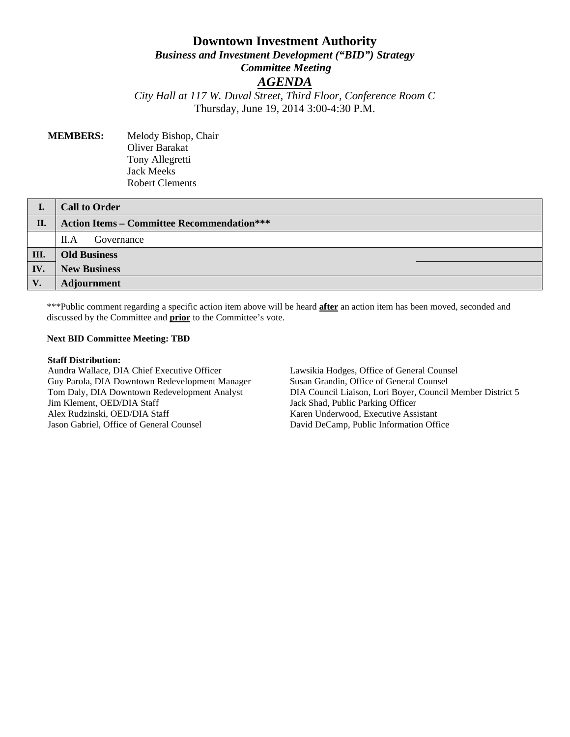# Downtown Investment Authority

***Business and Investment Development ("BID") Strategy***

***Committee Meeting***

***<u>AGENDA</u>***

*City Hall at 117 W. Duval Street, Third Floor, Conference Room C*

Thursday, June 19, 2014 3:00-4:30 P.M.

**MEMBERS:** Melody Bishop, Chair
Oliver Barakat
Tony Allegretti
Jack Meeks
Robert Clements

| | |
|---|---|
| **I.** | **Call to Order** |
| **II.** | **Action Items – Committee Recommendation*** ** |
| | II.A Governance |
| **III.** | **Old Business** |
| **IV.** | **New Business** |
| **V.** | **Adjournment** |

***Public comment regarding a specific action item above will be heard **<u>after</u>** an action item has been moved, seconded and discussed by the Committee and **<u>prior</u>** to the Committee's vote.

**Next BID Committee Meeting: TBD**

**Staff Distribution:**

Aundra Wallace, DIA Chief Executive Officer
Guy Parola, DIA Downtown Redevelopment Manager
Tom Daly, DIA Downtown Redevelopment Analyst
Jim Klement, OED/DIA Staff
Alex Rudzinski, OED/DIA Staff
Jason Gabriel, Office of General Counsel
Lawsikia Hodges, Office of General Counsel
Susan Grandin, Office of General Counsel
DIA Council Liaison, Lori Boyer, Council Member District 5
Jack Shad, Public Parking Officer
Karen Underwood, Executive Assistant
David DeCamp, Public Information Office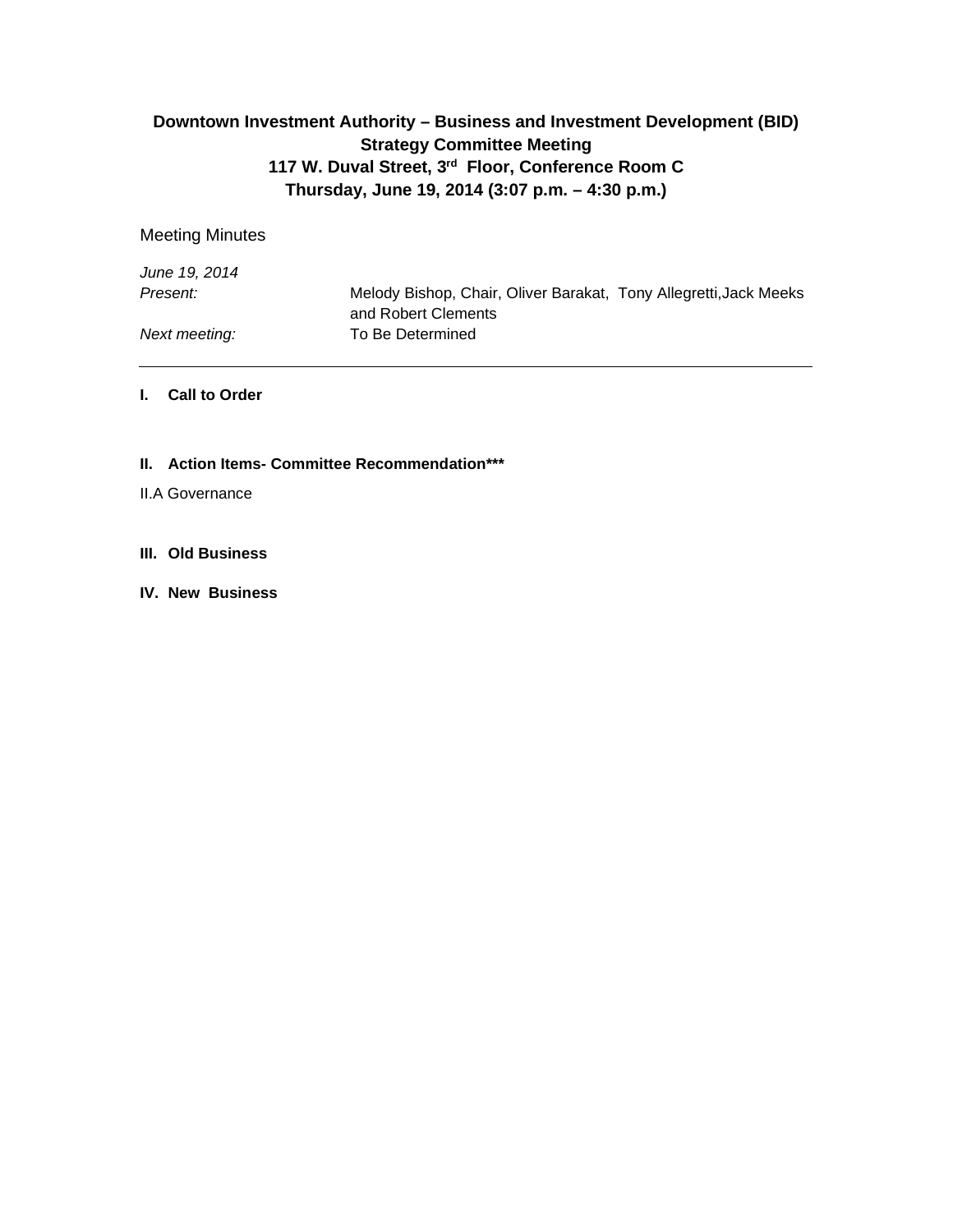**Downtown Investment Authority – Business and Investment Development (BID) Strategy Committee Meeting**
**117 W. Duval Street, 3rd Floor, Conference Room C**
**Thursday, June 19, 2014 (3:07 p.m. – 4:30 p.m.)**

Meeting Minutes

| | |
|---|---|
| *June 19, 2014* | |
| *Present:* | Melody Bishop, Chair, Oliver Barakat, Tony Allegretti,Jack Meeks and Robert Clements |
| *Next meeting:* | To Be Determined |

---

**I. Call to Order**

**II. Action Items- Committee Recommendation*****

II.A Governance

**III. Old Business**

**IV. New Business**